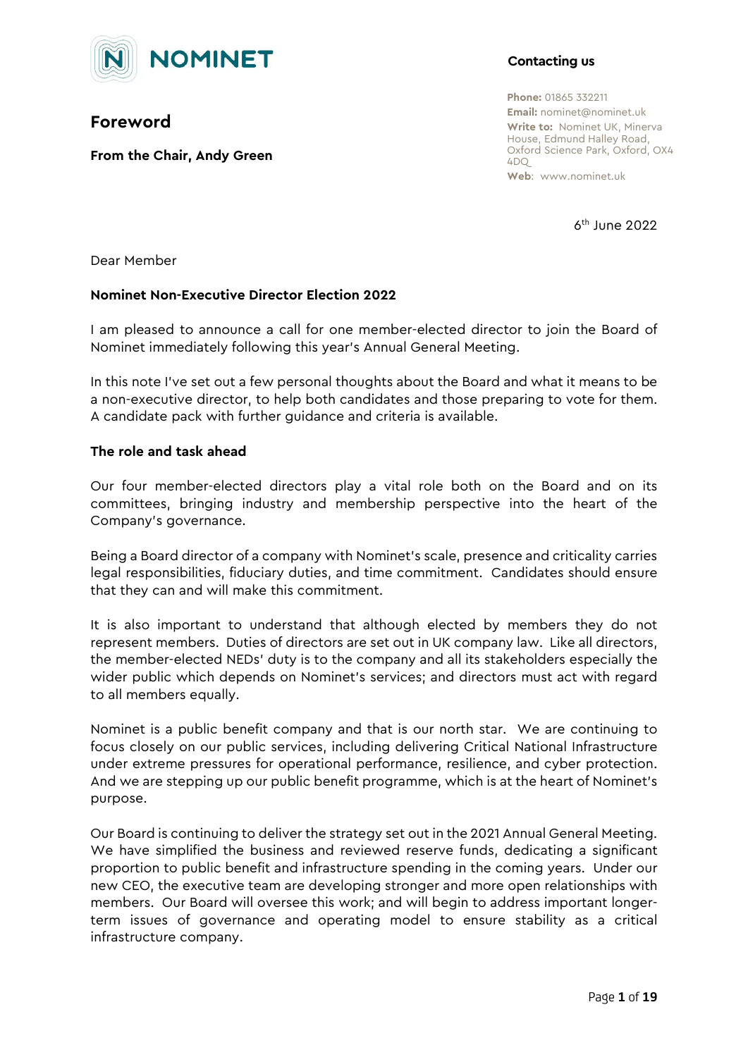**NOMINET**

# Foreword

**From the Chair, Andy Green**

**Contacting us**

**Phone:** 01865 332211
**Email:** nominet@nominet.uk
**Write to:** Nominet UK, Minerva House, Edmund Halley Road, Oxford Science Park, Oxford, OX4 4DQ
**Web**: www.nominet.uk

6th June 2022

Dear Member

**Nominet Non-Executive Director Election 2022**

I am pleased to announce a call for one member-elected director to join the Board of Nominet immediately following this year's Annual General Meeting.

In this note I've set out a few personal thoughts about the Board and what it means to be a non-executive director, to help both candidates and those preparing to vote for them. A candidate pack with further guidance and criteria is available.

**The role and task ahead**

Our four member-elected directors play a vital role both on the Board and on its committees, bringing industry and membership perspective into the heart of the Company's governance.

Being a Board director of a company with Nominet's scale, presence and criticality carries legal responsibilities, fiduciary duties, and time commitment. Candidates should ensure that they can and will make this commitment.

It is also important to understand that although elected by members they do not represent members. Duties of directors are set out in UK company law. Like all directors, the member-elected NEDs' duty is to the company and all its stakeholders especially the wider public which depends on Nominet's services; and directors must act with regard to all members equally.

Nominet is a public benefit company and that is our north star. We are continuing to focus closely on our public services, including delivering Critical National Infrastructure under extreme pressures for operational performance, resilience, and cyber protection. And we are stepping up our public benefit programme, which is at the heart of Nominet's purpose.

Our Board is continuing to deliver the strategy set out in the 2021 Annual General Meeting. We have simplified the business and reviewed reserve funds, dedicating a significant proportion to public benefit and infrastructure spending in the coming years. Under our new CEO, the executive team are developing stronger and more open relationships with members. Our Board will oversee this work; and will begin to address important longer-term issues of governance and operating model to ensure stability as a critical infrastructure company.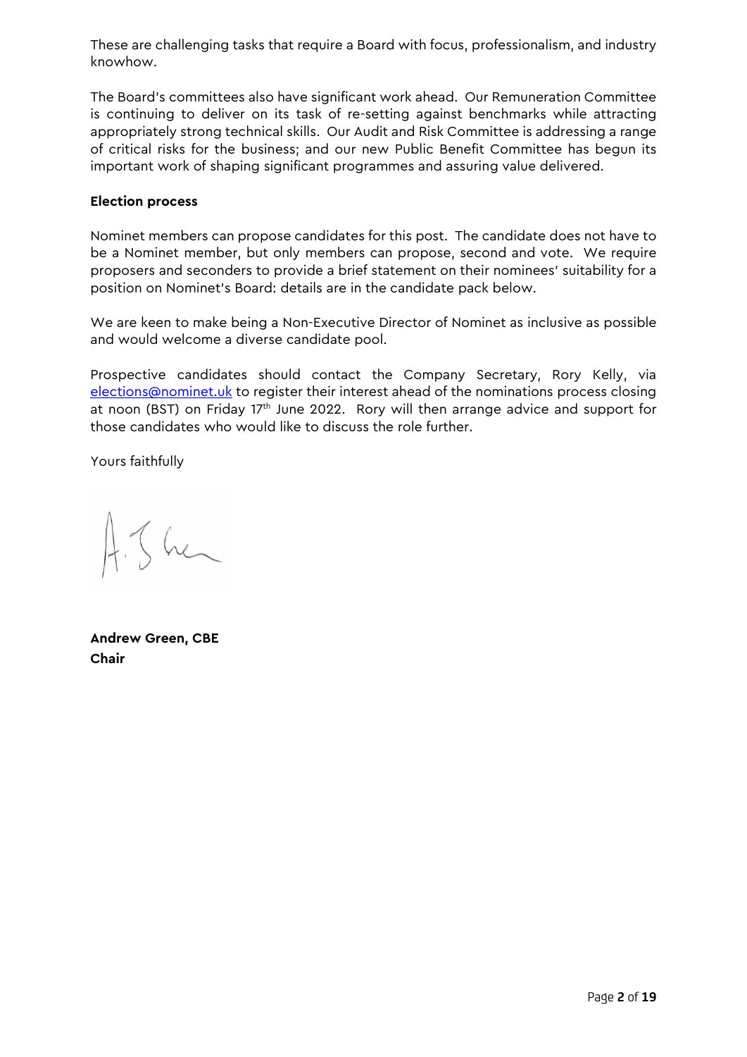These are challenging tasks that require a Board with focus, professionalism, and industry knowhow.

The Board's committees also have significant work ahead. Our Remuneration Committee is continuing to deliver on its task of re-setting against benchmarks while attracting appropriately strong technical skills. Our Audit and Risk Committee is addressing a range of critical risks for the business; and our new Public Benefit Committee has begun its important work of shaping significant programmes and assuring value delivered.

**Election process**

Nominet members can propose candidates for this post. The candidate does not have to be a Nominet member, but only members can propose, second and vote. We require proposers and seconders to provide a brief statement on their nominees' suitability for a position on Nominet's Board: details are in the candidate pack below.

We are keen to make being a Non-Executive Director of Nominet as inclusive as possible and would welcome a diverse candidate pool.

Prospective candidates should contact the Company Secretary, Rory Kelly, via elections@nominet.uk to register their interest ahead of the nominations process closing at noon (BST) on Friday 17th June 2022. Rory will then arrange advice and support for those candidates who would like to discuss the role further.

Yours faithfully

**Andrew Green, CBE**
**Chair**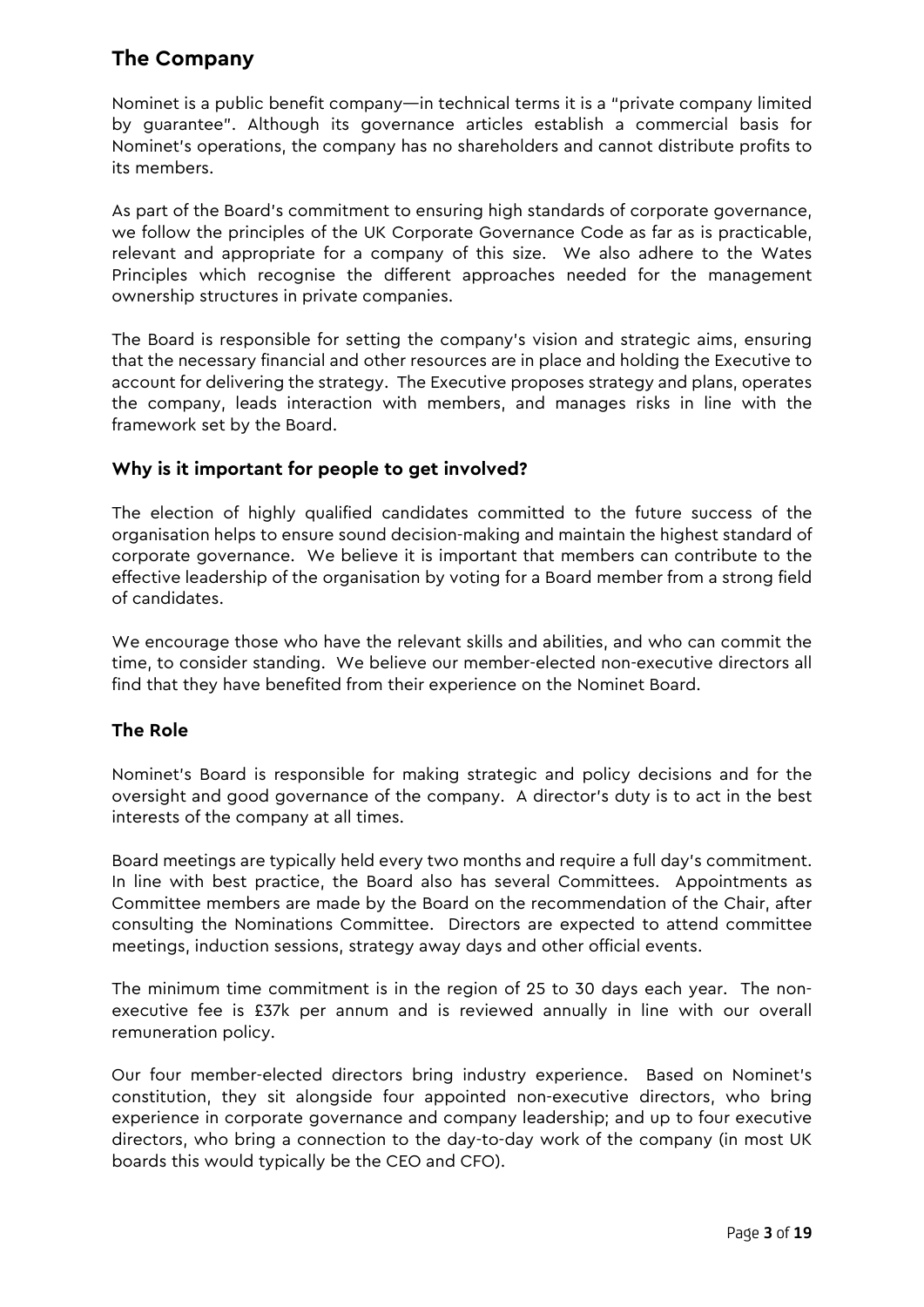## The Company

Nominet is a public benefit company—in technical terms it is a "private company limited by guarantee". Although its governance articles establish a commercial basis for Nominet's operations, the company has no shareholders and cannot distribute profits to its members.

As part of the Board's commitment to ensuring high standards of corporate governance, we follow the principles of the UK Corporate Governance Code as far as is practicable, relevant and appropriate for a company of this size. We also adhere to the Wates Principles which recognise the different approaches needed for the management ownership structures in private companies.

The Board is responsible for setting the company's vision and strategic aims, ensuring that the necessary financial and other resources are in place and holding the Executive to account for delivering the strategy. The Executive proposes strategy and plans, operates the company, leads interaction with members, and manages risks in line with the framework set by the Board.

### Why is it important for people to get involved?

The election of highly qualified candidates committed to the future success of the organisation helps to ensure sound decision-making and maintain the highest standard of corporate governance. We believe it is important that members can contribute to the effective leadership of the organisation by voting for a Board member from a strong field of candidates.

We encourage those who have the relevant skills and abilities, and who can commit the time, to consider standing. We believe our member-elected non-executive directors all find that they have benefited from their experience on the Nominet Board.

### The Role

Nominet's Board is responsible for making strategic and policy decisions and for the oversight and good governance of the company. A director's duty is to act in the best interests of the company at all times.

Board meetings are typically held every two months and require a full day's commitment. In line with best practice, the Board also has several Committees. Appointments as Committee members are made by the Board on the recommendation of the Chair, after consulting the Nominations Committee. Directors are expected to attend committee meetings, induction sessions, strategy away days and other official events.

The minimum time commitment is in the region of 25 to 30 days each year. The non-executive fee is £37k per annum and is reviewed annually in line with our overall remuneration policy.

Our four member-elected directors bring industry experience. Based on Nominet's constitution, they sit alongside four appointed non-executive directors, who bring experience in corporate governance and company leadership; and up to four executive directors, who bring a connection to the day-to-day work of the company (in most UK boards this would typically be the CEO and CFO).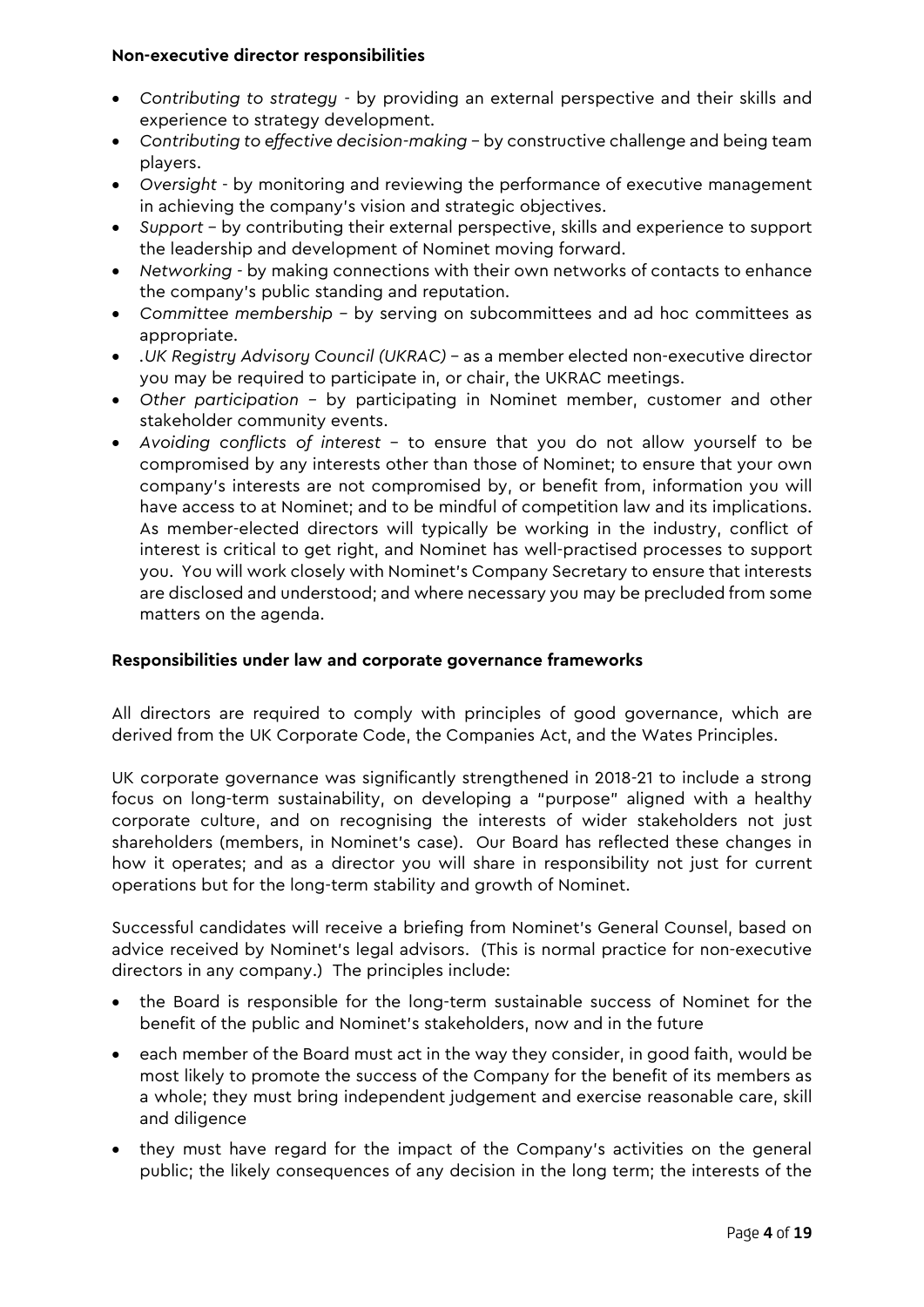**Non-executive director responsibilities**

- *Contributing to strategy* - by providing an external perspective and their skills and experience to strategy development.
- *Contributing to effective decision-making* – by constructive challenge and being team players.
- *Oversight* - by monitoring and reviewing the performance of executive management in achieving the company's vision and strategic objectives.
- *Support* – by contributing their external perspective, skills and experience to support the leadership and development of Nominet moving forward.
- *Networking* - by making connections with their own networks of contacts to enhance the company's public standing and reputation.
- *Committee membership* – by serving on subcommittees and ad hoc committees as appropriate.
- .*UK Registry Advisory Council (UKRAC)* – as a member elected non-executive director you may be required to participate in, or chair, the UKRAC meetings.
- *Other participation* – by participating in Nominet member, customer and other stakeholder community events.
- *Avoiding conflicts of interest* – to ensure that you do not allow yourself to be compromised by any interests other than those of Nominet; to ensure that your own company's interests are not compromised by, or benefit from, information you will have access to at Nominet; and to be mindful of competition law and its implications. As member-elected directors will typically be working in the industry, conflict of interest is critical to get right, and Nominet has well-practised processes to support you. You will work closely with Nominet's Company Secretary to ensure that interests are disclosed and understood; and where necessary you may be precluded from some matters on the agenda.

**Responsibilities under law and corporate governance frameworks**

All directors are required to comply with principles of good governance, which are derived from the UK Corporate Code, the Companies Act, and the Wates Principles.

UK corporate governance was significantly strengthened in 2018-21 to include a strong focus on long-term sustainability, on developing a "purpose" aligned with a healthy corporate culture, and on recognising the interests of wider stakeholders not just shareholders (members, in Nominet's case). Our Board has reflected these changes in how it operates; and as a director you will share in responsibility not just for current operations but for the long-term stability and growth of Nominet.

Successful candidates will receive a briefing from Nominet's General Counsel, based on advice received by Nominet's legal advisors. (This is normal practice for non-executive directors in any company.) The principles include:

- the Board is responsible for the long-term sustainable success of Nominet for the benefit of the public and Nominet's stakeholders, now and in the future
- each member of the Board must act in the way they consider, in good faith, would be most likely to promote the success of the Company for the benefit of its members as a whole; they must bring independent judgement and exercise reasonable care, skill and diligence
- they must have regard for the impact of the Company's activities on the general public; the likely consequences of any decision in the long term; the interests of the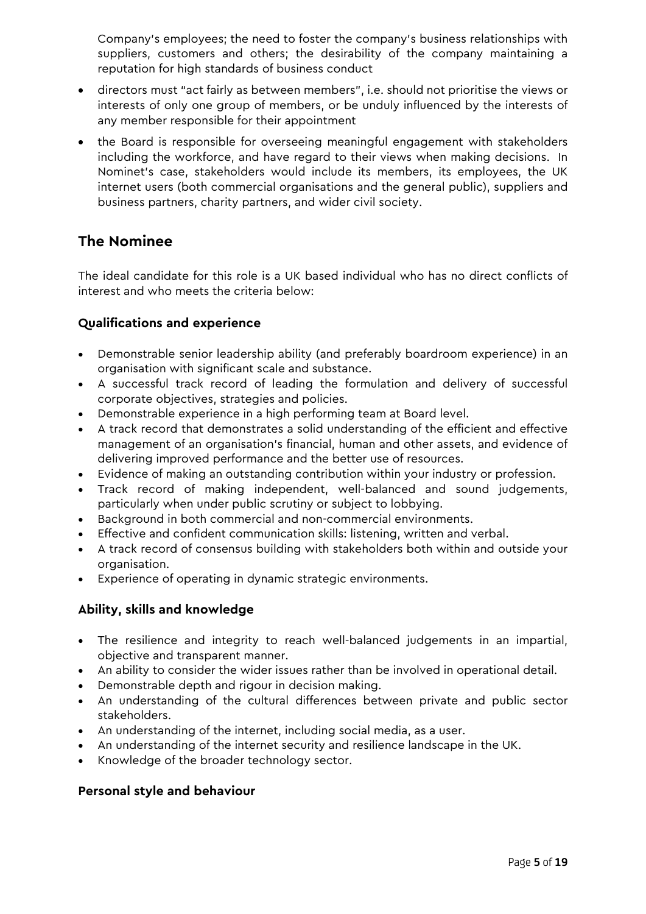Company's employees; the need to foster the company's business relationships with suppliers, customers and others; the desirability of the company maintaining a reputation for high standards of business conduct

- directors must "act fairly as between members", i.e. should not prioritise the views or interests of only one group of members, or be unduly influenced by the interests of any member responsible for their appointment
- the Board is responsible for overseeing meaningful engagement with stakeholders including the workforce, and have regard to their views when making decisions. In Nominet's case, stakeholders would include its members, its employees, the UK internet users (both commercial organisations and the general public), suppliers and business partners, charity partners, and wider civil society.

## The Nominee

The ideal candidate for this role is a UK based individual who has no direct conflicts of interest and who meets the criteria below:

### Qualifications and experience

- Demonstrable senior leadership ability (and preferably boardroom experience) in an organisation with significant scale and substance.
- A successful track record of leading the formulation and delivery of successful corporate objectives, strategies and policies.
- Demonstrable experience in a high performing team at Board level.
- A track record that demonstrates a solid understanding of the efficient and effective management of an organisation's financial, human and other assets, and evidence of delivering improved performance and the better use of resources.
- Evidence of making an outstanding contribution within your industry or profession.
- Track record of making independent, well-balanced and sound judgements, particularly when under public scrutiny or subject to lobbying.
- Background in both commercial and non-commercial environments.
- Effective and confident communication skills: listening, written and verbal.
- A track record of consensus building with stakeholders both within and outside your organisation.
- Experience of operating in dynamic strategic environments.

### Ability, skills and knowledge

- The resilience and integrity to reach well-balanced judgements in an impartial, objective and transparent manner.
- An ability to consider the wider issues rather than be involved in operational detail.
- Demonstrable depth and rigour in decision making.
- An understanding of the cultural differences between private and public sector stakeholders.
- An understanding of the internet, including social media, as a user.
- An understanding of the internet security and resilience landscape in the UK.
- Knowledge of the broader technology sector.

### Personal style and behaviour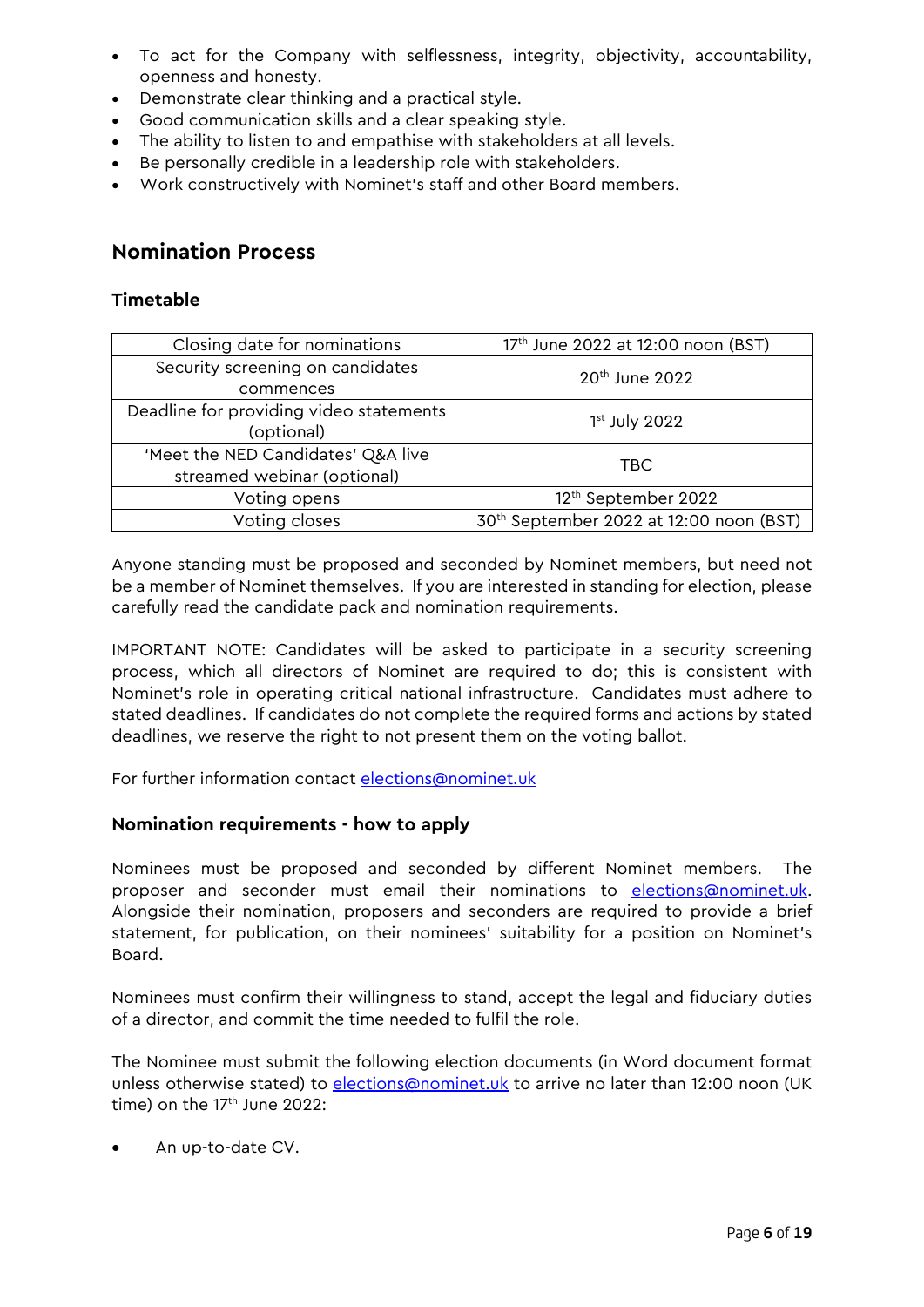- To act for the Company with selflessness, integrity, objectivity, accountability, openness and honesty.
- Demonstrate clear thinking and a practical style.
- Good communication skills and a clear speaking style.
- The ability to listen to and empathise with stakeholders at all levels.
- Be personally credible in a leadership role with stakeholders.
- Work constructively with Nominet's staff and other Board members.

## Nomination Process

### Timetable

| | |
|---|---|
| Closing date for nominations | 17th June 2022 at 12:00 noon (BST) |
| Security screening on candidates commences | 20th June 2022 |
| Deadline for providing video statements (optional) | 1st July 2022 |
| 'Meet the NED Candidates' Q&A live streamed webinar (optional) | TBC |
| Voting opens | 12th September 2022 |
| Voting closes | 30th September 2022 at 12:00 noon (BST) |

Anyone standing must be proposed and seconded by Nominet members, but need not be a member of Nominet themselves. If you are interested in standing for election, please carefully read the candidate pack and nomination requirements.

IMPORTANT NOTE: Candidates will be asked to participate in a security screening process, which all directors of Nominet are required to do; this is consistent with Nominet's role in operating critical national infrastructure. Candidates must adhere to stated deadlines. If candidates do not complete the required forms and actions by stated deadlines, we reserve the right to not present them on the voting ballot.

For further information contact elections@nominet.uk

### Nomination requirements - how to apply

Nominees must be proposed and seconded by different Nominet members. The proposer and seconder must email their nominations to elections@nominet.uk. Alongside their nomination, proposers and seconders are required to provide a brief statement, for publication, on their nominees' suitability for a position on Nominet's Board.

Nominees must confirm their willingness to stand, accept the legal and fiduciary duties of a director, and commit the time needed to fulfil the role.

The Nominee must submit the following election documents (in Word document format unless otherwise stated) to elections@nominet.uk to arrive no later than 12:00 noon (UK time) on the 17th June 2022:

- An up-to-date CV.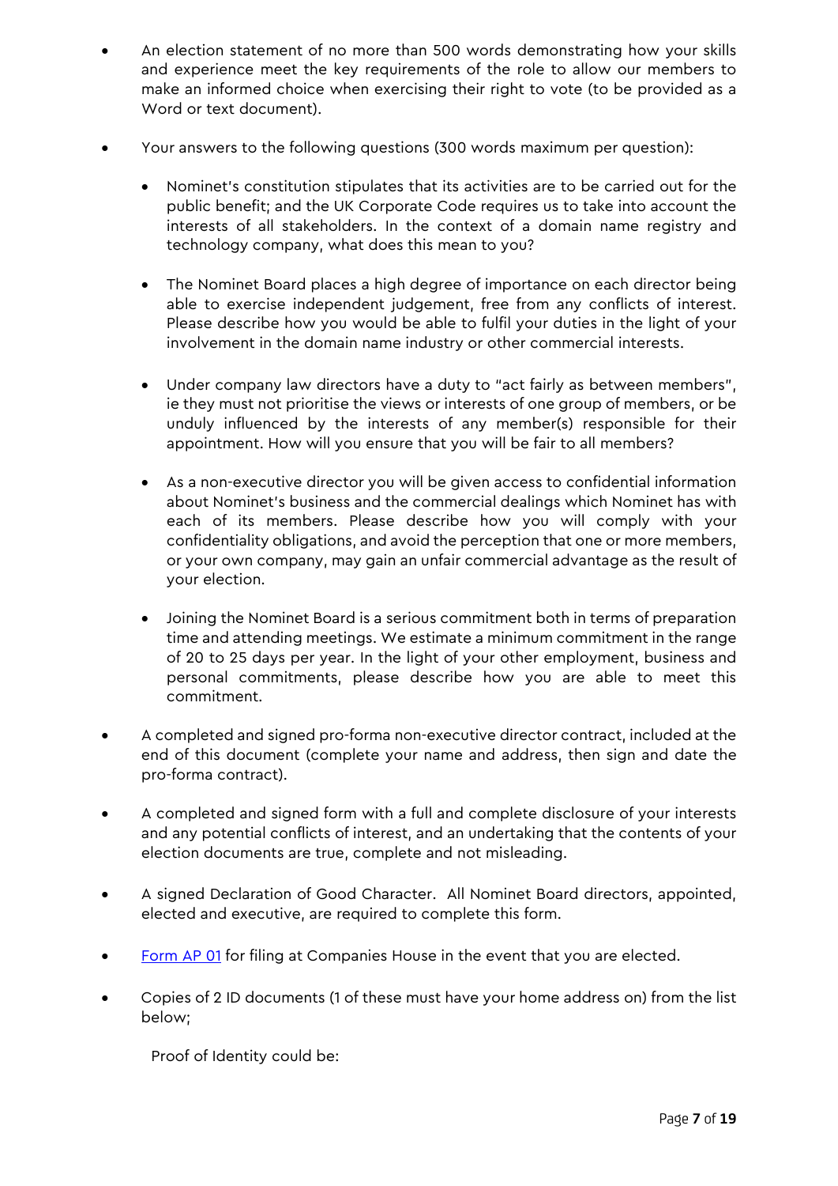- An election statement of no more than 500 words demonstrating how your skills and experience meet the key requirements of the role to allow our members to make an informed choice when exercising their right to vote (to be provided as a Word or text document).

- Your answers to the following questions (300 words maximum per question):

  - Nominet's constitution stipulates that its activities are to be carried out for the public benefit; and the UK Corporate Code requires us to take into account the interests of all stakeholders. In the context of a domain name registry and technology company, what does this mean to you?

  - The Nominet Board places a high degree of importance on each director being able to exercise independent judgement, free from any conflicts of interest. Please describe how you would be able to fulfil your duties in the light of your involvement in the domain name industry or other commercial interests.

  - Under company law directors have a duty to "act fairly as between members", ie they must not prioritise the views or interests of one group of members, or be unduly influenced by the interests of any member(s) responsible for their appointment. How will you ensure that you will be fair to all members?

  - As a non-executive director you will be given access to confidential information about Nominet's business and the commercial dealings which Nominet has with each of its members. Please describe how you will comply with your confidentiality obligations, and avoid the perception that one or more members, or your own company, may gain an unfair commercial advantage as the result of your election.

  - Joining the Nominet Board is a serious commitment both in terms of preparation time and attending meetings. We estimate a minimum commitment in the range of 20 to 25 days per year. In the light of your other employment, business and personal commitments, please describe how you are able to meet this commitment.

- A completed and signed pro-forma non-executive director contract, included at the end of this document (complete your name and address, then sign and date the pro-forma contract).

- A completed and signed form with a full and complete disclosure of your interests and any potential conflicts of interest, and an undertaking that the contents of your election documents are true, complete and not misleading.

- A signed Declaration of Good Character. All Nominet Board directors, appointed, elected and executive, are required to complete this form.

- Form AP 01 for filing at Companies House in the event that you are elected.

- Copies of 2 ID documents (1 of these must have your home address on) from the list below;

  Proof of Identity could be: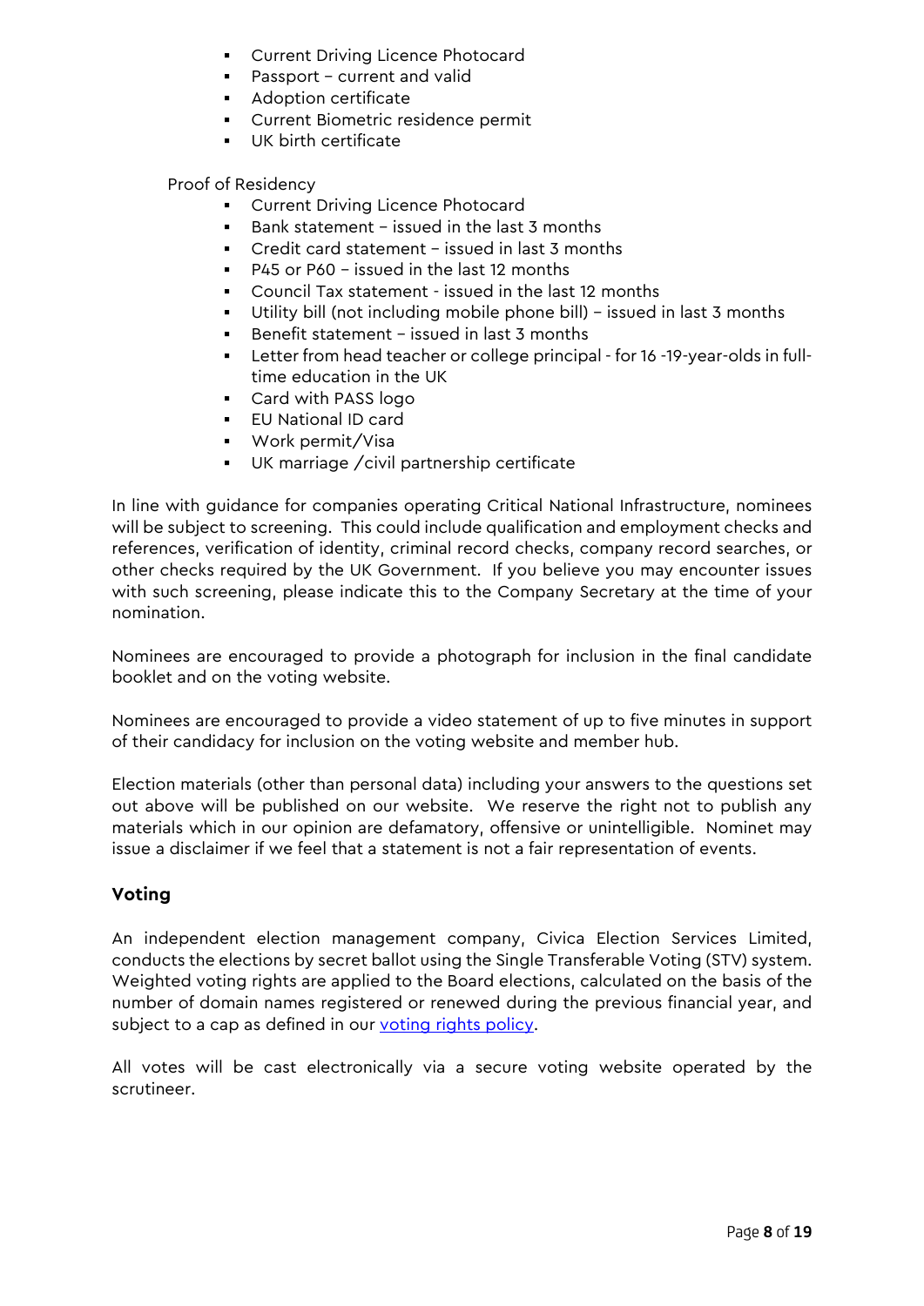- Current Driving Licence Photocard
- Passport – current and valid
- Adoption certificate
- Current Biometric residence permit
- UK birth certificate

Proof of Residency

- Current Driving Licence Photocard
- Bank statement – issued in the last 3 months
- Credit card statement – issued in last 3 months
- P45 or P60 – issued in the last 12 months
- Council Tax statement - issued in the last 12 months
- Utility bill (not including mobile phone bill) – issued in last 3 months
- Benefit statement – issued in last 3 months
- Letter from head teacher or college principal - for 16 -19-year-olds in full-time education in the UK
- Card with PASS logo
- EU National ID card
- Work permit/Visa
- UK marriage /civil partnership certificate

In line with guidance for companies operating Critical National Infrastructure, nominees will be subject to screening. This could include qualification and employment checks and references, verification of identity, criminal record checks, company record searches, or other checks required by the UK Government. If you believe you may encounter issues with such screening, please indicate this to the Company Secretary at the time of your nomination.

Nominees are encouraged to provide a photograph for inclusion in the final candidate booklet and on the voting website.

Nominees are encouraged to provide a video statement of up to five minutes in support of their candidacy for inclusion on the voting website and member hub.

Election materials (other than personal data) including your answers to the questions set out above will be published on our website. We reserve the right not to publish any materials which in our opinion are defamatory, offensive or unintelligible. Nominet may issue a disclaimer if we feel that a statement is not a fair representation of events.

## Voting

An independent election management company, Civica Election Services Limited, conducts the elections by secret ballot using the Single Transferable Voting (STV) system. Weighted voting rights are applied to the Board elections, calculated on the basis of the number of domain names registered or renewed during the previous financial year, and subject to a cap as defined in our voting rights policy.

All votes will be cast electronically via a secure voting website operated by the scrutineer.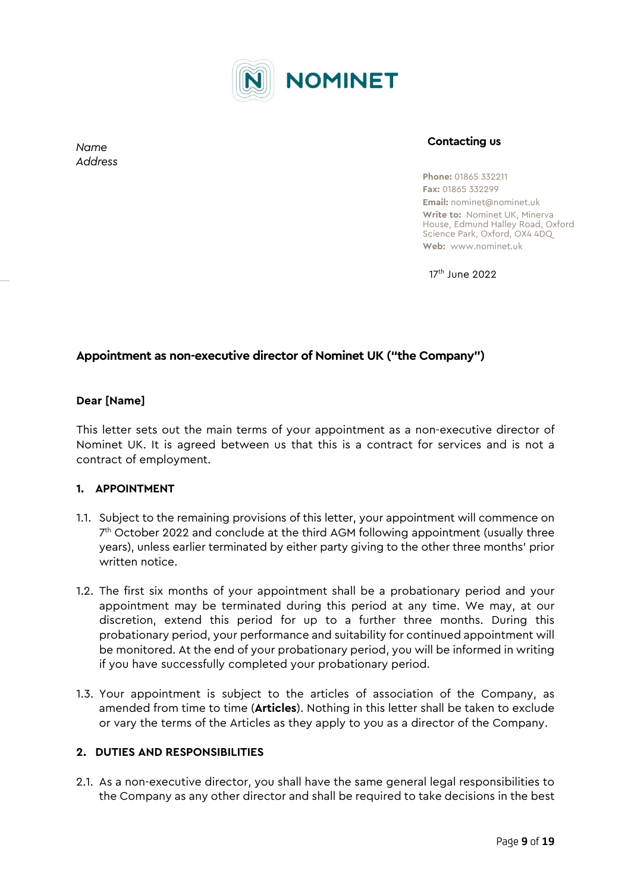NOMINET

*Name*
*Address*

**Contacting us**

**Phone:** 01865 332211
**Fax:** 01865 332299
**Email:** nominet@nominet.uk
**Write to:** Nominet UK, Minerva House, Edmund Halley Road, Oxford Science Park, Oxford, OX4 4DQ
**Web:** www.nominet.uk

17th June 2022

**Appointment as non-executive director of Nominet UK ("the Company")**

**Dear [Name]**

This letter sets out the main terms of your appointment as a non-executive director of Nominet UK. It is agreed between us that this is a contract for services and is not a contract of employment.

**1. APPOINTMENT**

1.1. Subject to the remaining provisions of this letter, your appointment will commence on 7th October 2022 and conclude at the third AGM following appointment (usually three years), unless earlier terminated by either party giving to the other three months' prior written notice.

1.2. The first six months of your appointment shall be a probationary period and your appointment may be terminated during this period at any time. We may, at our discretion, extend this period for up to a further three months. During this probationary period, your performance and suitability for continued appointment will be monitored. At the end of your probationary period, you will be informed in writing if you have successfully completed your probationary period.

1.3. Your appointment is subject to the articles of association of the Company, as amended from time to time (**Articles**). Nothing in this letter shall be taken to exclude or vary the terms of the Articles as they apply to you as a director of the Company.

**2. DUTIES AND RESPONSIBILITIES**

2.1. As a non-executive director, you shall have the same general legal responsibilities to the Company as any other director and shall be required to take decisions in the best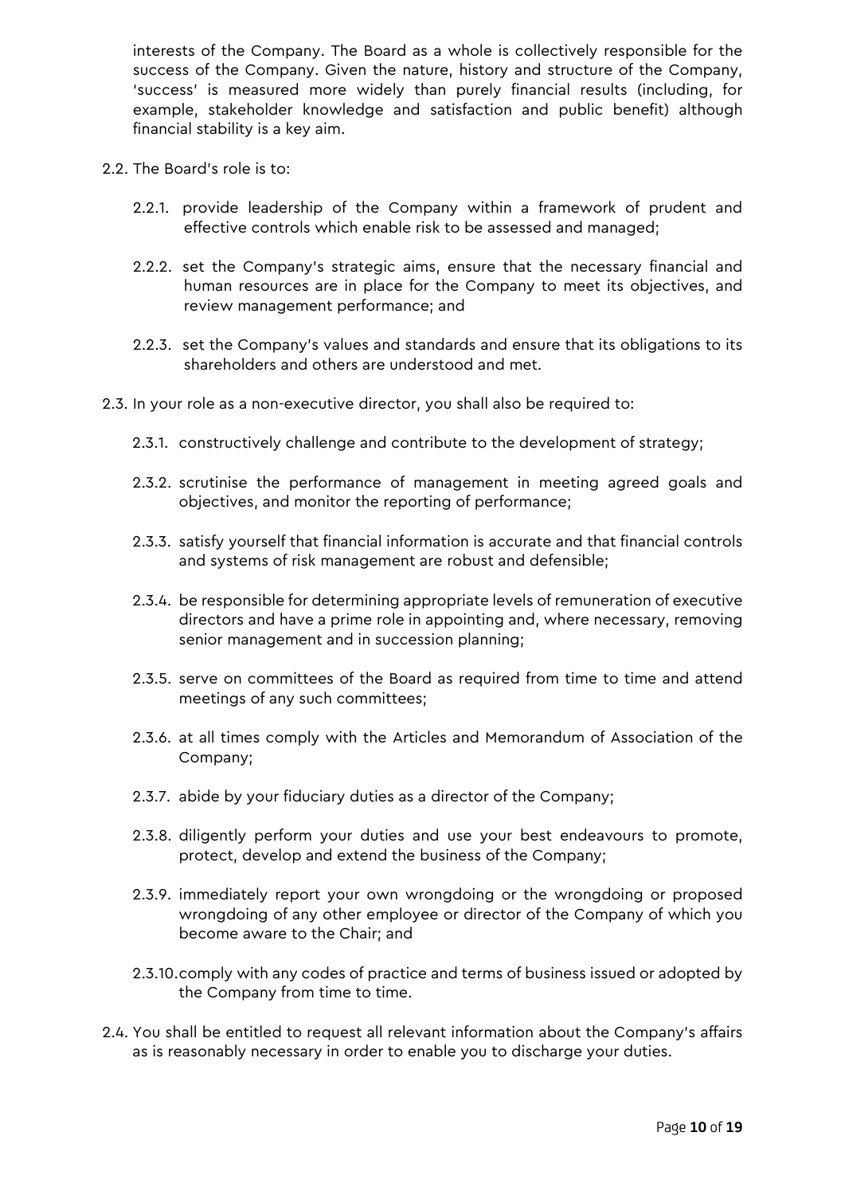interests of the Company. The Board as a whole is collectively responsible for the success of the Company. Given the nature, history and structure of the Company, 'success' is measured more widely than purely financial results (including, for example, stakeholder knowledge and satisfaction and public benefit) although financial stability is a key aim.

2.2. The Board's role is to:

   2.2.1. provide leadership of the Company within a framework of prudent and effective controls which enable risk to be assessed and managed;

   2.2.2. set the Company's strategic aims, ensure that the necessary financial and human resources are in place for the Company to meet its objectives, and review management performance; and

   2.2.3. set the Company's values and standards and ensure that its obligations to its shareholders and others are understood and met.

2.3. In your role as a non-executive director, you shall also be required to:

   2.3.1. constructively challenge and contribute to the development of strategy;

   2.3.2. scrutinise the performance of management in meeting agreed goals and objectives, and monitor the reporting of performance;

   2.3.3. satisfy yourself that financial information is accurate and that financial controls and systems of risk management are robust and defensible;

   2.3.4. be responsible for determining appropriate levels of remuneration of executive directors and have a prime role in appointing and, where necessary, removing senior management and in succession planning;

   2.3.5. serve on committees of the Board as required from time to time and attend meetings of any such committees;

   2.3.6. at all times comply with the Articles and Memorandum of Association of the Company;

   2.3.7. abide by your fiduciary duties as a director of the Company;

   2.3.8. diligently perform your duties and use your best endeavours to promote, protect, develop and extend the business of the Company;

   2.3.9. immediately report your own wrongdoing or the wrongdoing or proposed wrongdoing of any other employee or director of the Company of which you become aware to the Chair; and

   2.3.10. comply with any codes of practice and terms of business issued or adopted by the Company from time to time.

2.4. You shall be entitled to request all relevant information about the Company's affairs as is reasonably necessary in order to enable you to discharge your duties.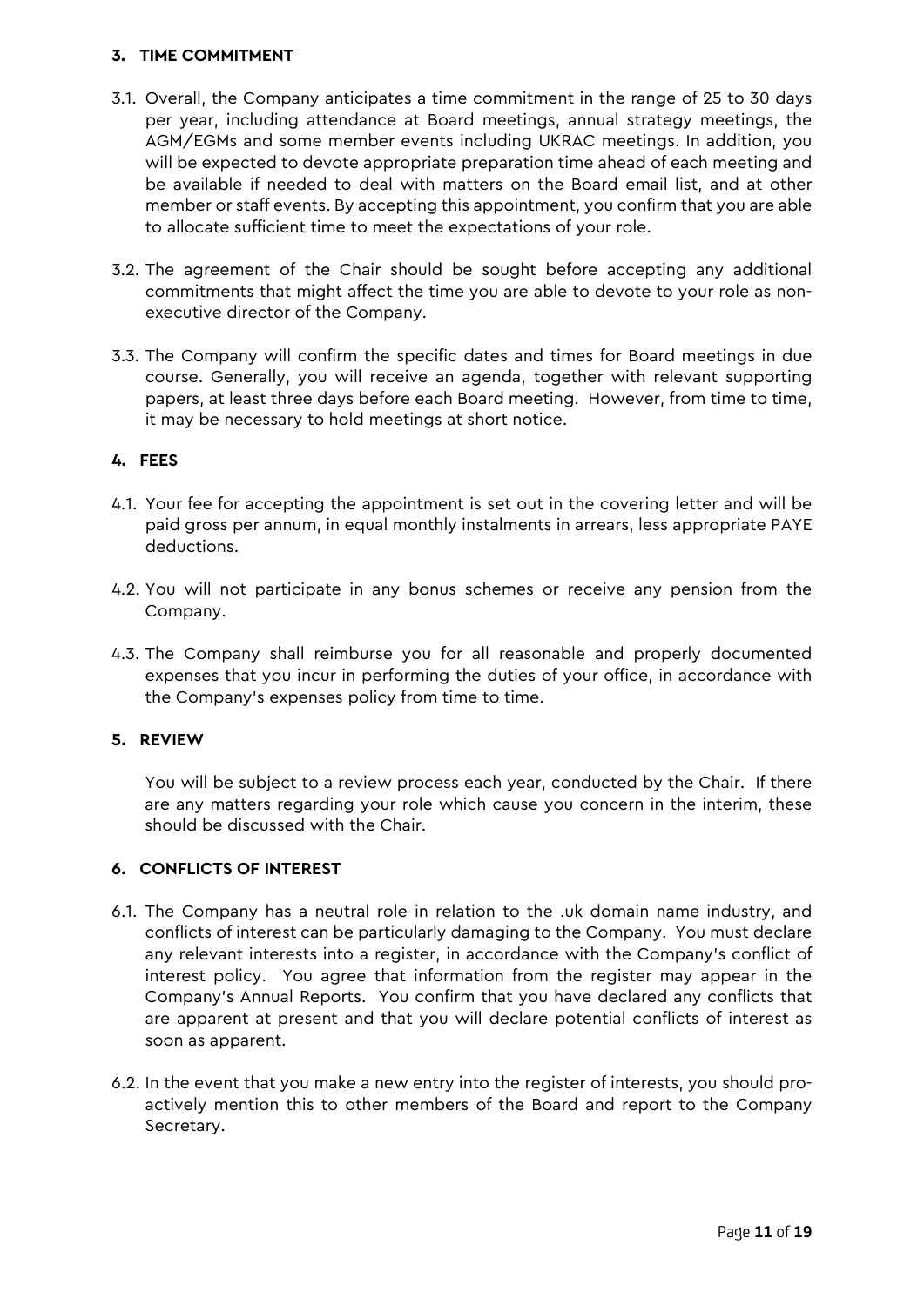## 3. TIME COMMITMENT

3.1. Overall, the Company anticipates a time commitment in the range of 25 to 30 days per year, including attendance at Board meetings, annual strategy meetings, the AGM/EGMs and some member events including UKRAC meetings. In addition, you will be expected to devote appropriate preparation time ahead of each meeting and be available if needed to deal with matters on the Board email list, and at other member or staff events. By accepting this appointment, you confirm that you are able to allocate sufficient time to meet the expectations of your role.

3.2. The agreement of the Chair should be sought before accepting any additional commitments that might affect the time you are able to devote to your role as non-executive director of the Company.

3.3. The Company will confirm the specific dates and times for Board meetings in due course. Generally, you will receive an agenda, together with relevant supporting papers, at least three days before each Board meeting. However, from time to time, it may be necessary to hold meetings at short notice.

## 4. FEES

4.1. Your fee for accepting the appointment is set out in the covering letter and will be paid gross per annum, in equal monthly instalments in arrears, less appropriate PAYE deductions.

4.2. You will not participate in any bonus schemes or receive any pension from the Company.

4.3. The Company shall reimburse you for all reasonable and properly documented expenses that you incur in performing the duties of your office, in accordance with the Company's expenses policy from time to time.

## 5. REVIEW

You will be subject to a review process each year, conducted by the Chair. If there are any matters regarding your role which cause you concern in the interim, these should be discussed with the Chair.

## 6. CONFLICTS OF INTEREST

6.1. The Company has a neutral role in relation to the .uk domain name industry, and conflicts of interest can be particularly damaging to the Company. You must declare any relevant interests into a register, in accordance with the Company's conflict of interest policy. You agree that information from the register may appear in the Company's Annual Reports. You confirm that you have declared any conflicts that are apparent at present and that you will declare potential conflicts of interest as soon as apparent.

6.2. In the event that you make a new entry into the register of interests, you should pro-actively mention this to other members of the Board and report to the Company Secretary.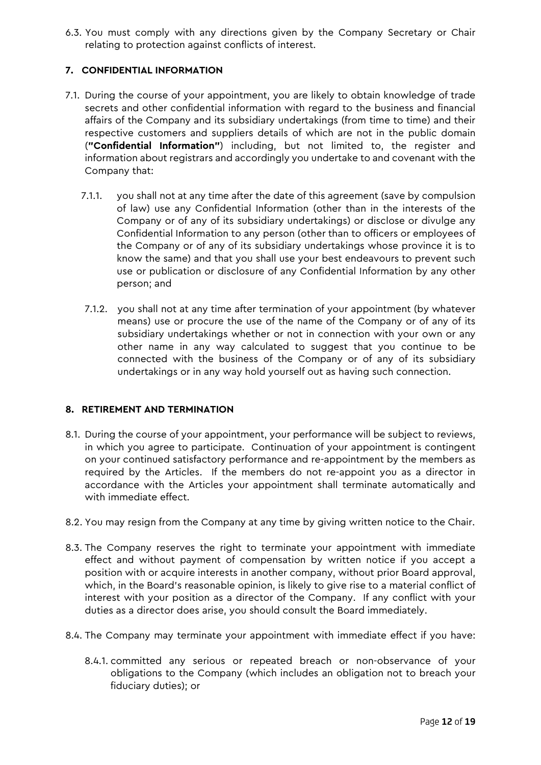6.3. You must comply with any directions given by the Company Secretary or Chair relating to protection against conflicts of interest.

## 7. CONFIDENTIAL INFORMATION

7.1. During the course of your appointment, you are likely to obtain knowledge of trade secrets and other confidential information with regard to the business and financial affairs of the Company and its subsidiary undertakings (from time to time) and their respective customers and suppliers details of which are not in the public domain (**"Confidential Information"**) including, but not limited to, the register and information about registrars and accordingly you undertake to and covenant with the Company that:

7.1.1. you shall not at any time after the date of this agreement (save by compulsion of law) use any Confidential Information (other than in the interests of the Company or of any of its subsidiary undertakings) or disclose or divulge any Confidential Information to any person (other than to officers or employees of the Company or of any of its subsidiary undertakings whose province it is to know the same) and that you shall use your best endeavours to prevent such use or publication or disclosure of any Confidential Information by any other person; and

7.1.2. you shall not at any time after termination of your appointment (by whatever means) use or procure the use of the name of the Company or of any of its subsidiary undertakings whether or not in connection with your own or any other name in any way calculated to suggest that you continue to be connected with the business of the Company or of any of its subsidiary undertakings or in any way hold yourself out as having such connection.

## 8. RETIREMENT AND TERMINATION

8.1. During the course of your appointment, your performance will be subject to reviews, in which you agree to participate. Continuation of your appointment is contingent on your continued satisfactory performance and re-appointment by the members as required by the Articles. If the members do not re-appoint you as a director in accordance with the Articles your appointment shall terminate automatically and with immediate effect.

8.2. You may resign from the Company at any time by giving written notice to the Chair.

8.3. The Company reserves the right to terminate your appointment with immediate effect and without payment of compensation by written notice if you accept a position with or acquire interests in another company, without prior Board approval, which, in the Board's reasonable opinion, is likely to give rise to a material conflict of interest with your position as a director of the Company. If any conflict with your duties as a director does arise, you should consult the Board immediately.

8.4. The Company may terminate your appointment with immediate effect if you have:

8.4.1. committed any serious or repeated breach or non-observance of your obligations to the Company (which includes an obligation not to breach your fiduciary duties); or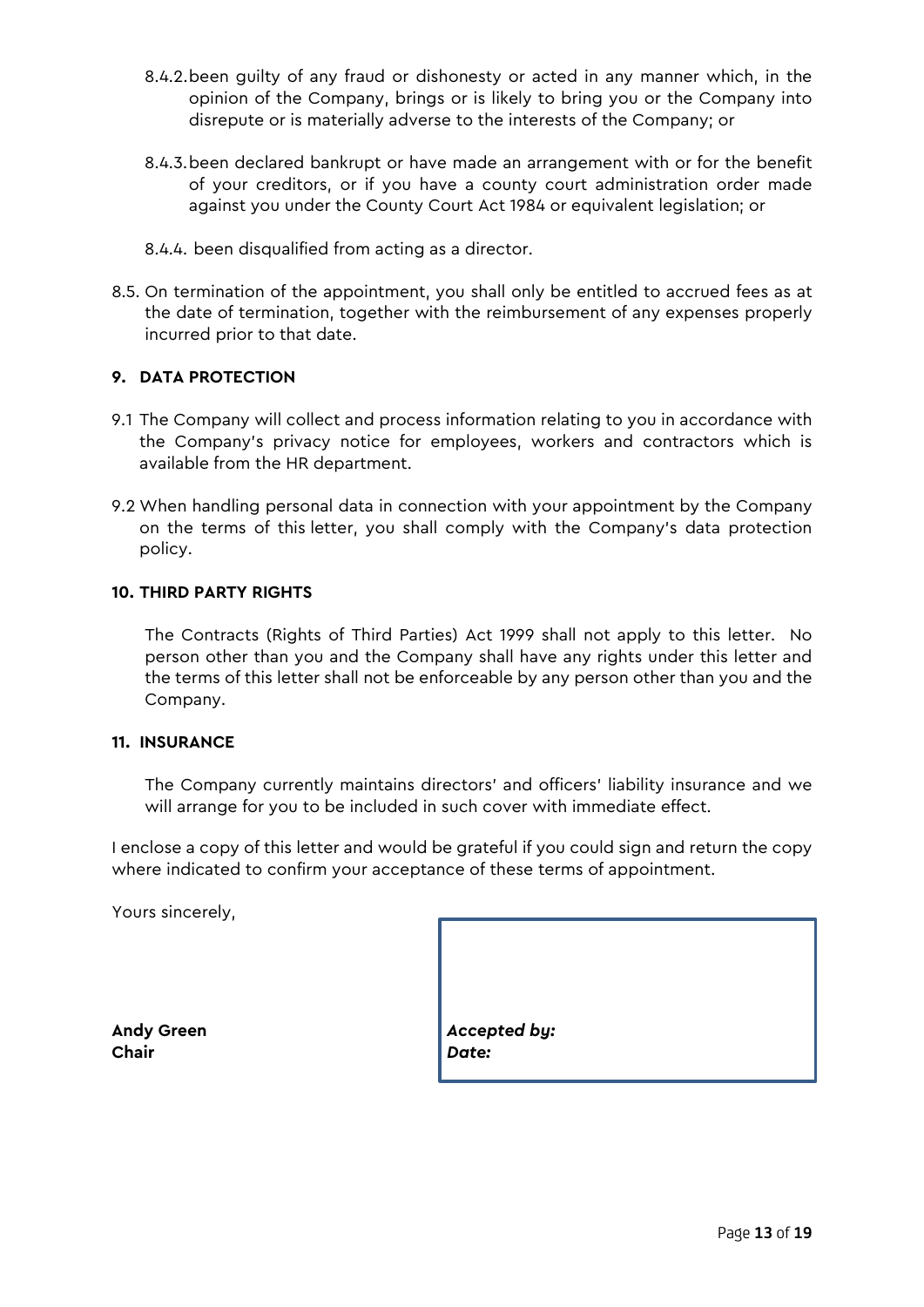8.4.2. been guilty of any fraud or dishonesty or acted in any manner which, in the opinion of the Company, brings or is likely to bring you or the Company into disrepute or is materially adverse to the interests of the Company; or

8.4.3. been declared bankrupt or have made an arrangement with or for the benefit of your creditors, or if you have a county court administration order made against you under the County Court Act 1984 or equivalent legislation; or

8.4.4. been disqualified from acting as a director.

8.5. On termination of the appointment, you shall only be entitled to accrued fees as at the date of termination, together with the reimbursement of any expenses properly incurred prior to that date.

**9. DATA PROTECTION**

9.1 The Company will collect and process information relating to you in accordance with the Company's privacy notice for employees, workers and contractors which is available from the HR department.

9.2 When handling personal data in connection with your appointment by the Company on the terms of this letter, you shall comply with the Company's data protection policy.

**10. THIRD PARTY RIGHTS**

The Contracts (Rights of Third Parties) Act 1999 shall not apply to this letter. No person other than you and the Company shall have any rights under this letter and the terms of this letter shall not be enforceable by any person other than you and the Company.

**11. INSURANCE**

The Company currently maintains directors' and officers' liability insurance and we will arrange for you to be included in such cover with immediate effect.

I enclose a copy of this letter and would be grateful if you could sign and return the copy where indicated to confirm your acceptance of these terms of appointment.

Yours sincerely,

**Andy Green**
**Chair**

***Accepted by:***
***Date:***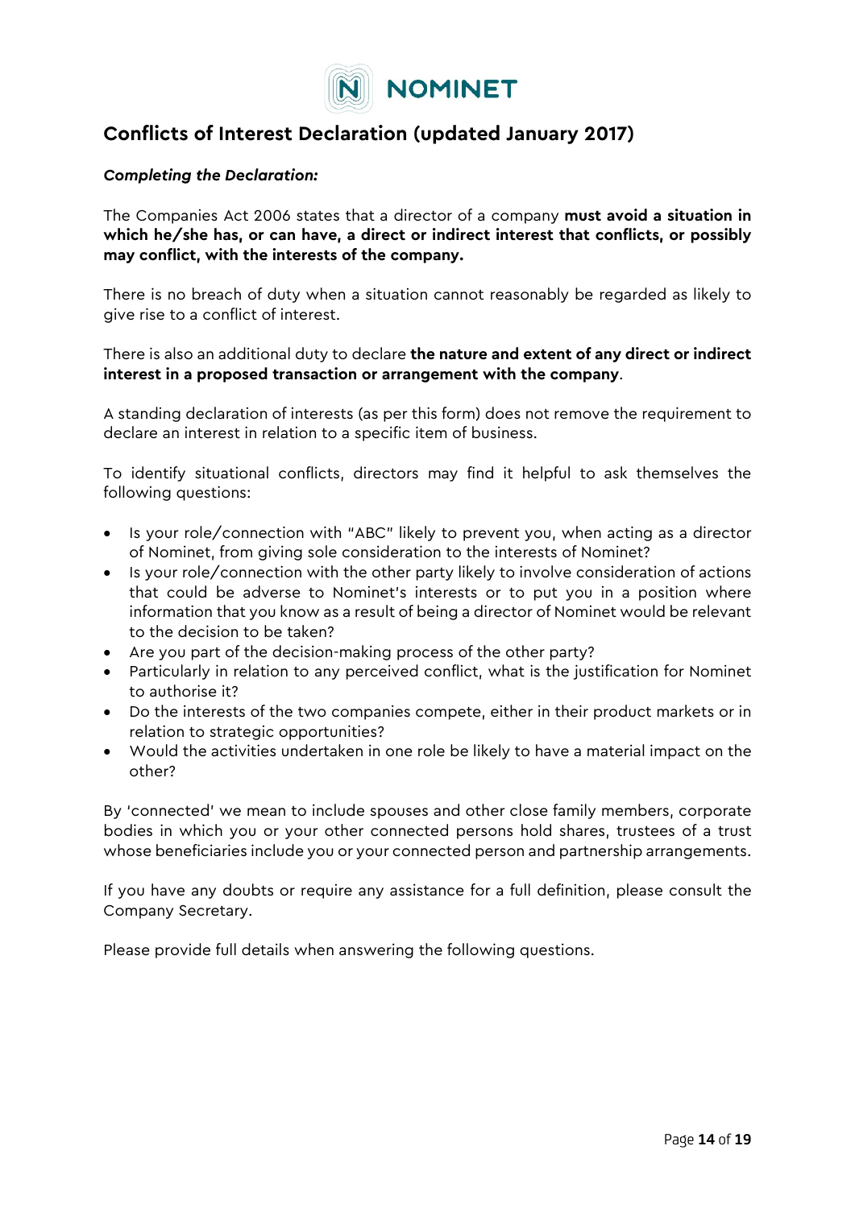NOMINET

# Conflicts of Interest Declaration (updated January 2017)

***Completing the Declaration:***

The Companies Act 2006 states that a director of a company **must avoid a situation in which he/she has, or can have, a direct or indirect interest that conflicts, or possibly may conflict, with the interests of the company.**

There is no breach of duty when a situation cannot reasonably be regarded as likely to give rise to a conflict of interest.

There is also an additional duty to declare **the nature and extent of any direct or indirect interest in a proposed transaction or arrangement with the company**.

A standing declaration of interests (as per this form) does not remove the requirement to declare an interest in relation to a specific item of business.

To identify situational conflicts, directors may find it helpful to ask themselves the following questions:

- Is your role/connection with "ABC" likely to prevent you, when acting as a director of Nominet, from giving sole consideration to the interests of Nominet?
- Is your role/connection with the other party likely to involve consideration of actions that could be adverse to Nominet's interests or to put you in a position where information that you know as a result of being a director of Nominet would be relevant to the decision to be taken?
- Are you part of the decision-making process of the other party?
- Particularly in relation to any perceived conflict, what is the justification for Nominet to authorise it?
- Do the interests of the two companies compete, either in their product markets or in relation to strategic opportunities?
- Would the activities undertaken in one role be likely to have a material impact on the other?

By 'connected' we mean to include spouses and other close family members, corporate bodies in which you or your other connected persons hold shares, trustees of a trust whose beneficiaries include you or your connected person and partnership arrangements.

If you have any doubts or require any assistance for a full definition, please consult the Company Secretary.

Please provide full details when answering the following questions.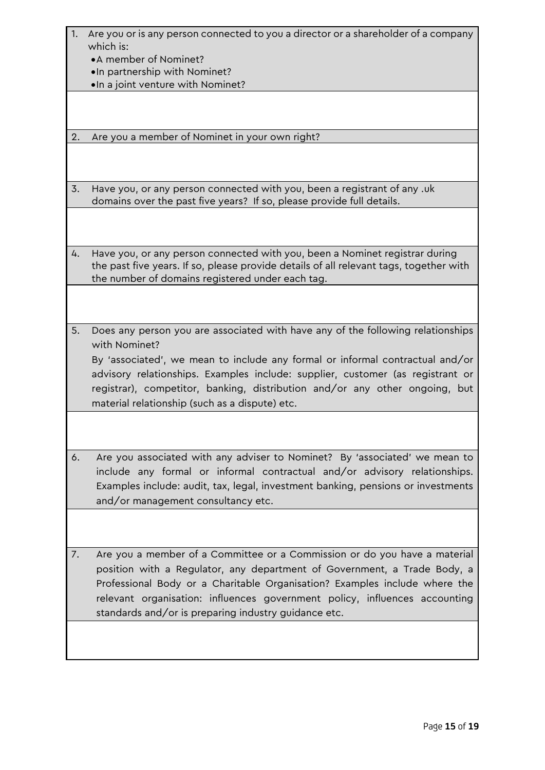1. Are you or is any person connected to you a director or a shareholder of a company which is:
   - A member of Nominet?
   - In partnership with Nominet?
   - In a joint venture with Nominet?

2. Are you a member of Nominet in your own right?

3. Have you, or any person connected with you, been a registrant of any .uk domains over the past five years? If so, please provide full details.

4. Have you, or any person connected with you, been a Nominet registrar during the past five years. If so, please provide details of all relevant tags, together with the number of domains registered under each tag.

5. Does any person you are associated with have any of the following relationships with Nominet?

   By 'associated', we mean to include any formal or informal contractual and/or advisory relationships. Examples include: supplier, customer (as registrant or registrar), competitor, banking, distribution and/or any other ongoing, but material relationship (such as a dispute) etc.

6. Are you associated with any adviser to Nominet? By 'associated' we mean to include any formal or informal contractual and/or advisory relationships. Examples include: audit, tax, legal, investment banking, pensions or investments and/or management consultancy etc.

7. Are you a member of a Committee or a Commission or do you have a material position with a Regulator, any department of Government, a Trade Body, a Professional Body or a Charitable Organisation? Examples include where the relevant organisation: influences government policy, influences accounting standards and/or is preparing industry guidance etc.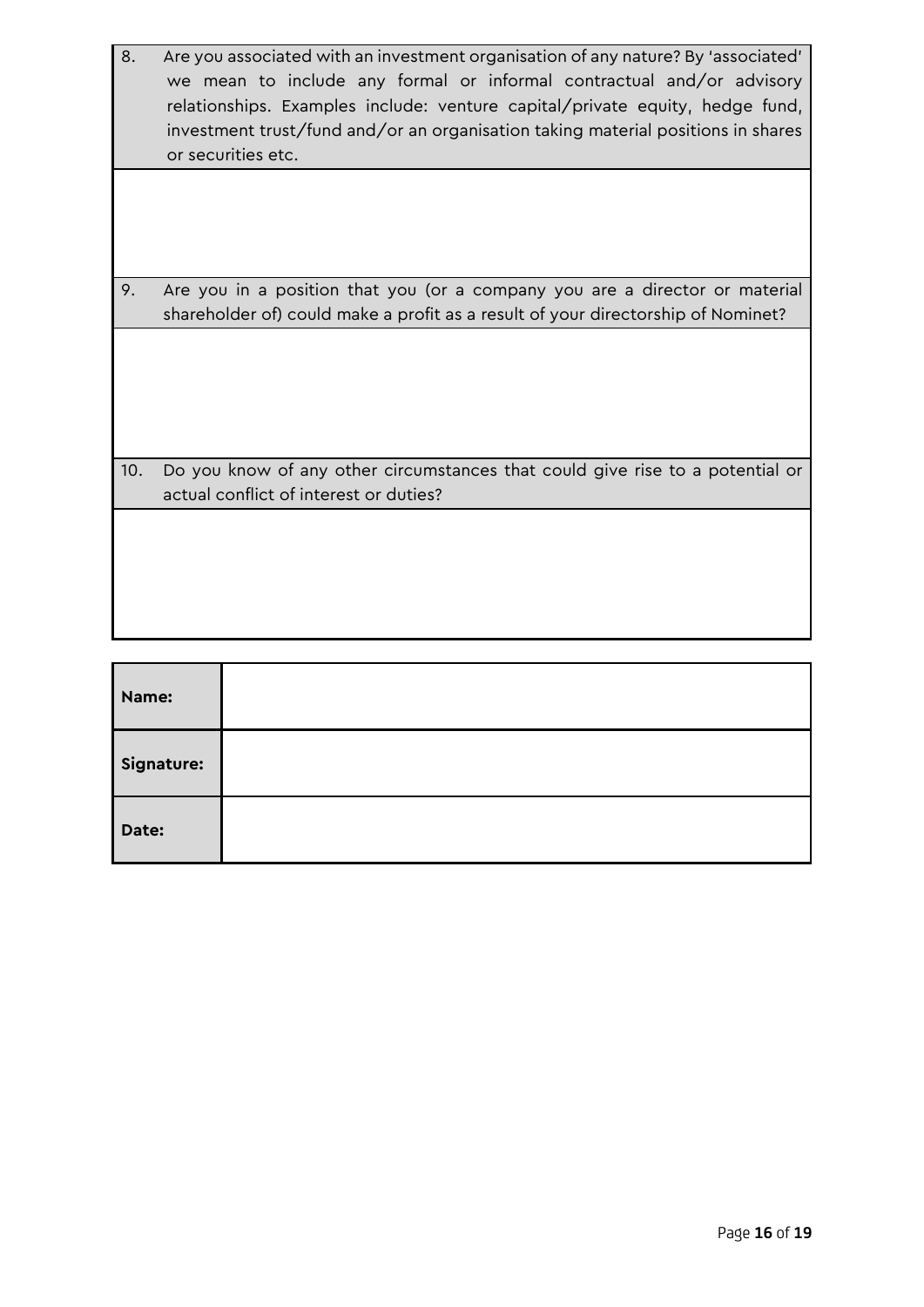| | |
|---|---|
| 8. | Are you associated with an investment organisation of any nature? By 'associated' we mean to include any formal or informal contractual and/or advisory relationships. Examples include: venture capital/private equity, hedge fund, investment trust/fund and/or an organisation taking material positions in shares or securities etc. |
| | |
| 9. | Are you in a position that you (or a company you are a director or material shareholder of) could make a profit as a result of your directorship of Nominet? |
| | |
| 10. | Do you know of any other circumstances that could give rise to a potential or actual conflict of interest or duties? |
| | |

| | |
|---|---|
| **Name:** | |
| **Signature:** | |
| **Date:** | |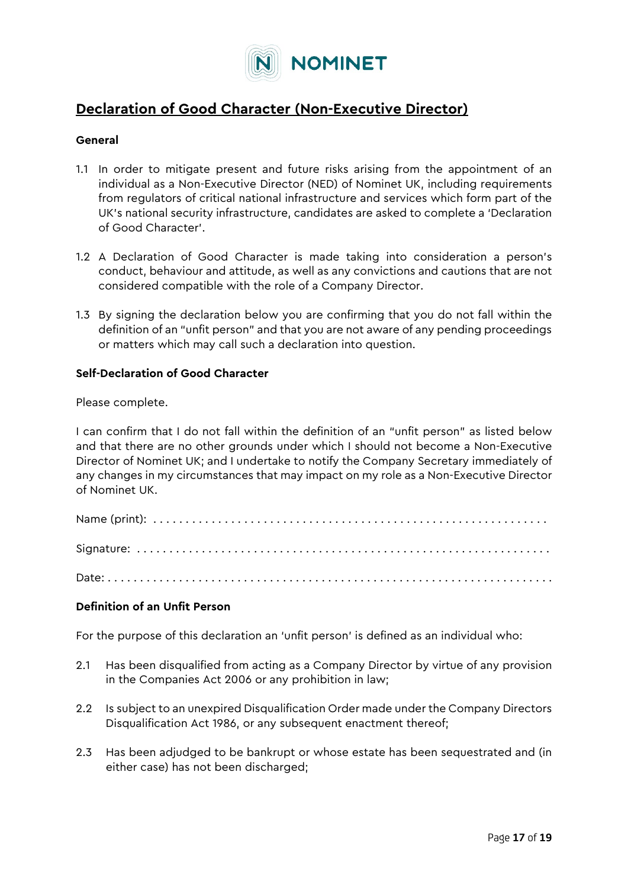# Declaration of Good Character (Non-Executive Director)

**General**

1.1 In order to mitigate present and future risks arising from the appointment of an individual as a Non-Executive Director (NED) of Nominet UK, including requirements from regulators of critical national infrastructure and services which form part of the UK's national security infrastructure, candidates are asked to complete a 'Declaration of Good Character'.

1.2 A Declaration of Good Character is made taking into consideration a person's conduct, behaviour and attitude, as well as any convictions and cautions that are not considered compatible with the role of a Company Director.

1.3 By signing the declaration below you are confirming that you do not fall within the definition of an "unfit person" and that you are not aware of any pending proceedings or matters which may call such a declaration into question.

**Self-Declaration of Good Character**

Please complete.

I can confirm that I do not fall within the definition of an "unfit person" as listed below and that there are no other grounds under which I should not become a Non-Executive Director of Nominet UK; and I undertake to notify the Company Secretary immediately of any changes in my circumstances that may impact on my role as a Non-Executive Director of Nominet UK.

Name (print): . . . . . . . . . . . . . . . . . . . . . . . . . . . . . . . . . . . . . . . . . . . . . . . . . . . . . . . . . .

Signature: . . . . . . . . . . . . . . . . . . . . . . . . . . . . . . . . . . . . . . . . . . . . . . . . . . . . . . . . . . . . .

Date: . . . . . . . . . . . . . . . . . . . . . . . . . . . . . . . . . . . . . . . . . . . . . . . . . . . . . . . . . . . . . . . . . .

**Definition of an Unfit Person**

For the purpose of this declaration an 'unfit person' is defined as an individual who:

2.1 Has been disqualified from acting as a Company Director by virtue of any provision in the Companies Act 2006 or any prohibition in law;

2.2 Is subject to an unexpired Disqualification Order made under the Company Directors Disqualification Act 1986, or any subsequent enactment thereof;

2.3 Has been adjudged to be bankrupt or whose estate has been sequestrated and (in either case) has not been discharged;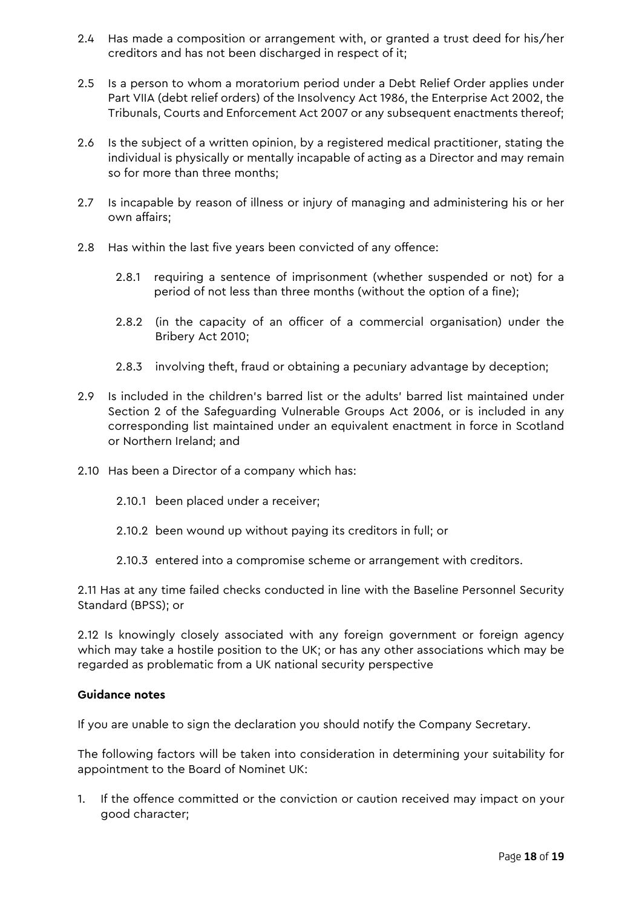2.4 Has made a composition or arrangement with, or granted a trust deed for his/her creditors and has not been discharged in respect of it;

2.5 Is a person to whom a moratorium period under a Debt Relief Order applies under Part VIIA (debt relief orders) of the Insolvency Act 1986, the Enterprise Act 2002, the Tribunals, Courts and Enforcement Act 2007 or any subsequent enactments thereof;

2.6 Is the subject of a written opinion, by a registered medical practitioner, stating the individual is physically or mentally incapable of acting as a Director and may remain so for more than three months;

2.7 Is incapable by reason of illness or injury of managing and administering his or her own affairs;

2.8 Has within the last five years been convicted of any offence:

  2.8.1 requiring a sentence of imprisonment (whether suspended or not) for a period of not less than three months (without the option of a fine);

  2.8.2 (in the capacity of an officer of a commercial organisation) under the Bribery Act 2010;

  2.8.3 involving theft, fraud or obtaining a pecuniary advantage by deception;

2.9 Is included in the children's barred list or the adults' barred list maintained under Section 2 of the Safeguarding Vulnerable Groups Act 2006, or is included in any corresponding list maintained under an equivalent enactment in force in Scotland or Northern Ireland; and

2.10 Has been a Director of a company which has:

  2.10.1 been placed under a receiver;

  2.10.2 been wound up without paying its creditors in full; or

  2.10.3 entered into a compromise scheme or arrangement with creditors.

2.11 Has at any time failed checks conducted in line with the Baseline Personnel Security Standard (BPSS); or

2.12 Is knowingly closely associated with any foreign government or foreign agency which may take a hostile position to the UK; or has any other associations which may be regarded as problematic from a UK national security perspective

**Guidance notes**

If you are unable to sign the declaration you should notify the Company Secretary.

The following factors will be taken into consideration in determining your suitability for appointment to the Board of Nominet UK:

1. If the offence committed or the conviction or caution received may impact on your good character;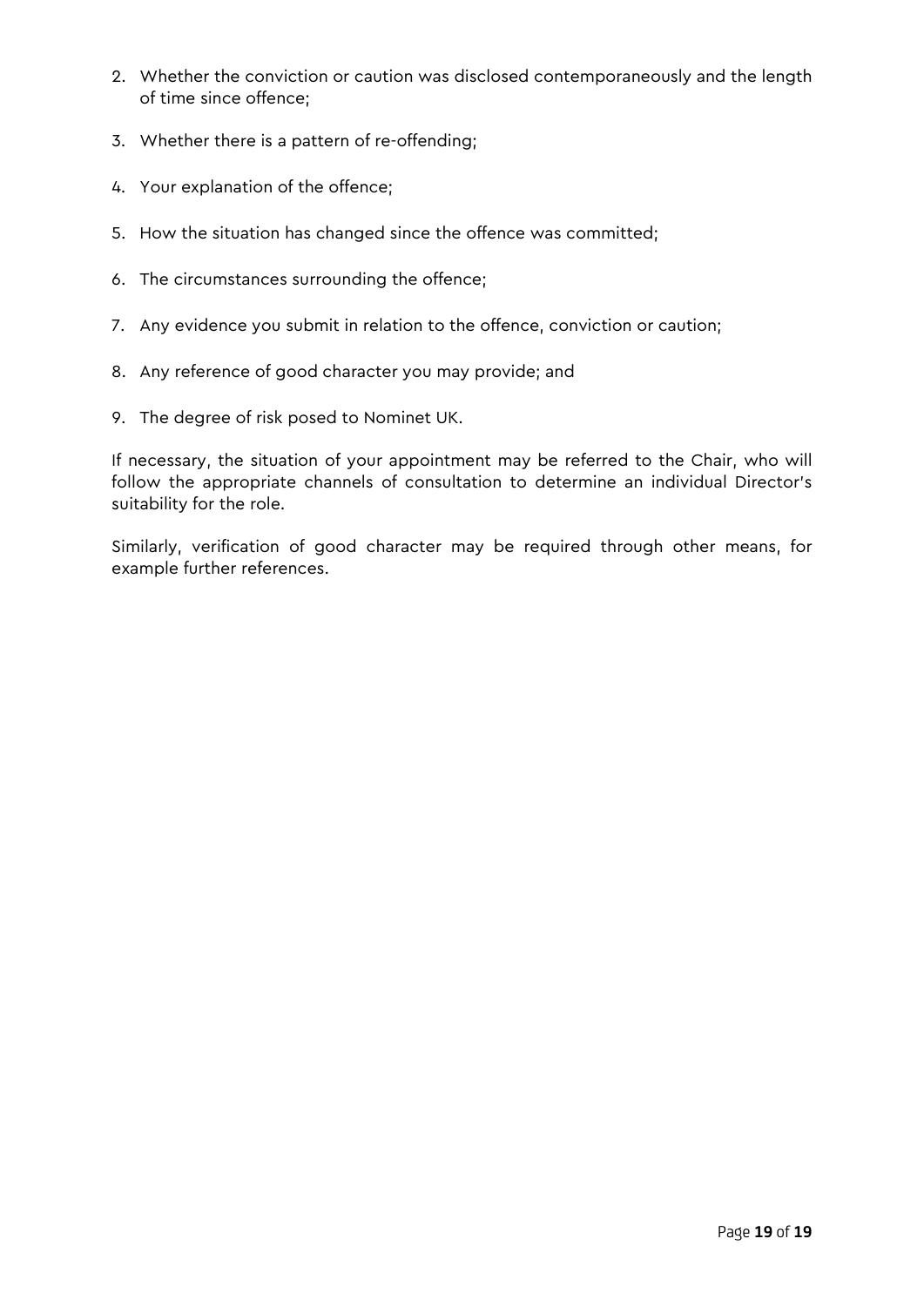2. Whether the conviction or caution was disclosed contemporaneously and the length of time since offence;
3. Whether there is a pattern of re-offending;
4. Your explanation of the offence;
5. How the situation has changed since the offence was committed;
6. The circumstances surrounding the offence;
7. Any evidence you submit in relation to the offence, conviction or caution;
8. Any reference of good character you may provide; and
9. The degree of risk posed to Nominet UK.

If necessary, the situation of your appointment may be referred to the Chair, who will follow the appropriate channels of consultation to determine an individual Director's suitability for the role.

Similarly, verification of good character may be required through other means, for example further references.